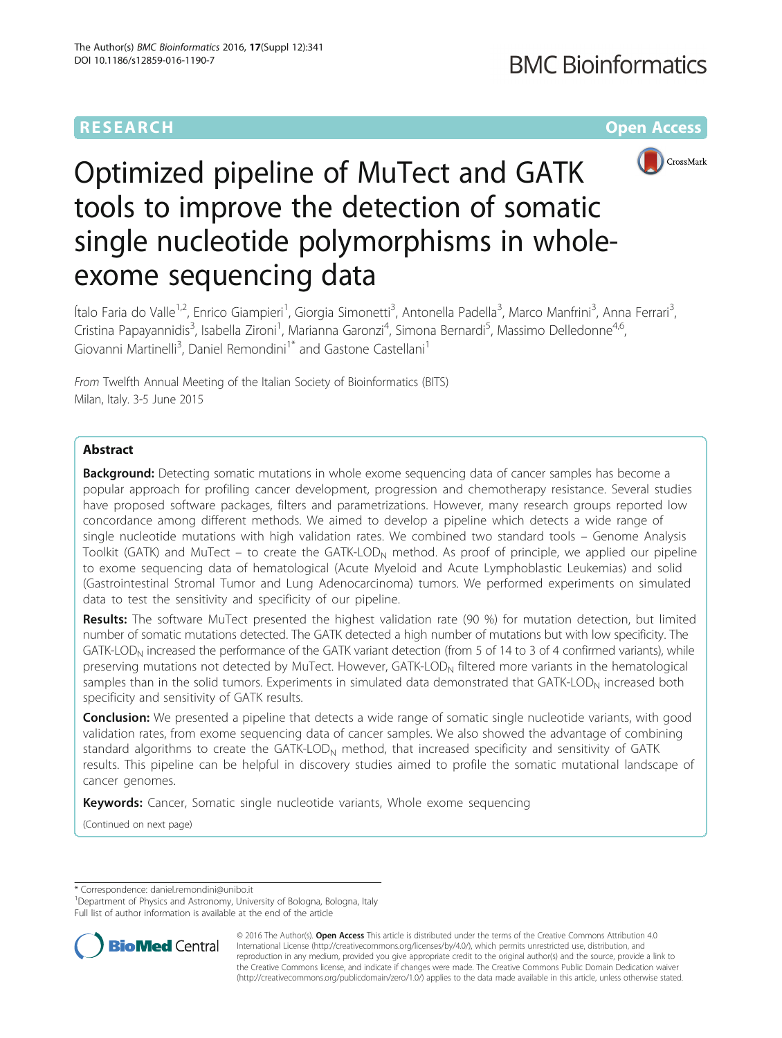RESEARCH Open Access

# Optimized pipeline of MuTect and GATK tools to improve the detection of somatic single nucleotide polymorphisms in whole-exome sequencing data

Ítalo Faria do Valle[1,2], Enrico Giampieri[1], Giorgia Simonetti[3], Antonella Padella[3], Marco Manfrini[3], Anna Ferrari[3], Cristina Papayannidis[3], Isabella Zironi[1], Marianna Garonzi[4], Simona Bernardi[5], Massimo Delledonne[4,6], Giovanni Martinelli[3], Daniel Remondini[1*] and Gastone Castellani[1]

*From* Twelfth Annual Meeting of the Italian Society of Bioinformatics (BITS)
Milan, Italy. 3-5 June 2015

## Abstract

**Background:** Detecting somatic mutations in whole exome sequencing data of cancer samples has become a popular approach for profiling cancer development, progression and chemotherapy resistance. Several studies have proposed software packages, filters and parametrizations. However, many research groups reported low concordance among different methods. We aimed to develop a pipeline which detects a wide range of single nucleotide mutations with high validation rates. We combined two standard tools – Genome Analysis Toolkit (GATK) and MuTect – to create the GATK-$LOD_N$ method. As proof of principle, we applied our pipeline to exome sequencing data of hematological (Acute Myeloid and Acute Lymphoblastic Leukemias) and solid (Gastrointestinal Stromal Tumor and Lung Adenocarcinoma) tumors. We performed experiments on simulated data to test the sensitivity and specificity of our pipeline.

**Results:** The software MuTect presented the highest validation rate (90 %) for mutation detection, but limited number of somatic mutations detected. The GATK detected a high number of mutations but with low specificity. The GATK-$LOD_N$ increased the performance of the GATK variant detection (from 5 of 14 to 3 of 4 confirmed variants), while preserving mutations not detected by MuTect. However, GATK-$LOD_N$ filtered more variants in the hematological samples than in the solid tumors. Experiments in simulated data demonstrated that GATK-$LOD_N$ increased both specificity and sensitivity of GATK results.

**Conclusion:** We presented a pipeline that detects a wide range of somatic single nucleotide variants, with good validation rates, from exome sequencing data of cancer samples. We also showed the advantage of combining standard algorithms to create the GATK-$LOD_N$ method, that increased specificity and sensitivity of GATK results. This pipeline can be helpful in discovery studies aimed to profile the somatic mutational landscape of cancer genomes.

**Keywords:** Cancer, Somatic single nucleotide variants, Whole exome sequencing

(Continued on next page)

---

* Correspondence: daniel.remondini@unibo.it
[1]Department of Physics and Astronomy, University of Bologna, Bologna, Italy
Full list of author information is available at the end of the article

© 2016 The Author(s). **Open Access** This article is distributed under the terms of the Creative Commons Attribution 4.0 International License (http://creativecommons.org/licenses/by/4.0/), which permits unrestricted use, distribution, and reproduction in any medium, provided you give appropriate credit to the original author(s) and the source, provide a link to the Creative Commons license, and indicate if changes were made. The Creative Commons Public Domain Dedication waiver (http://creativecommons.org/publicdomain/zero/1.0/) applies to the data made available in this article, unless otherwise stated.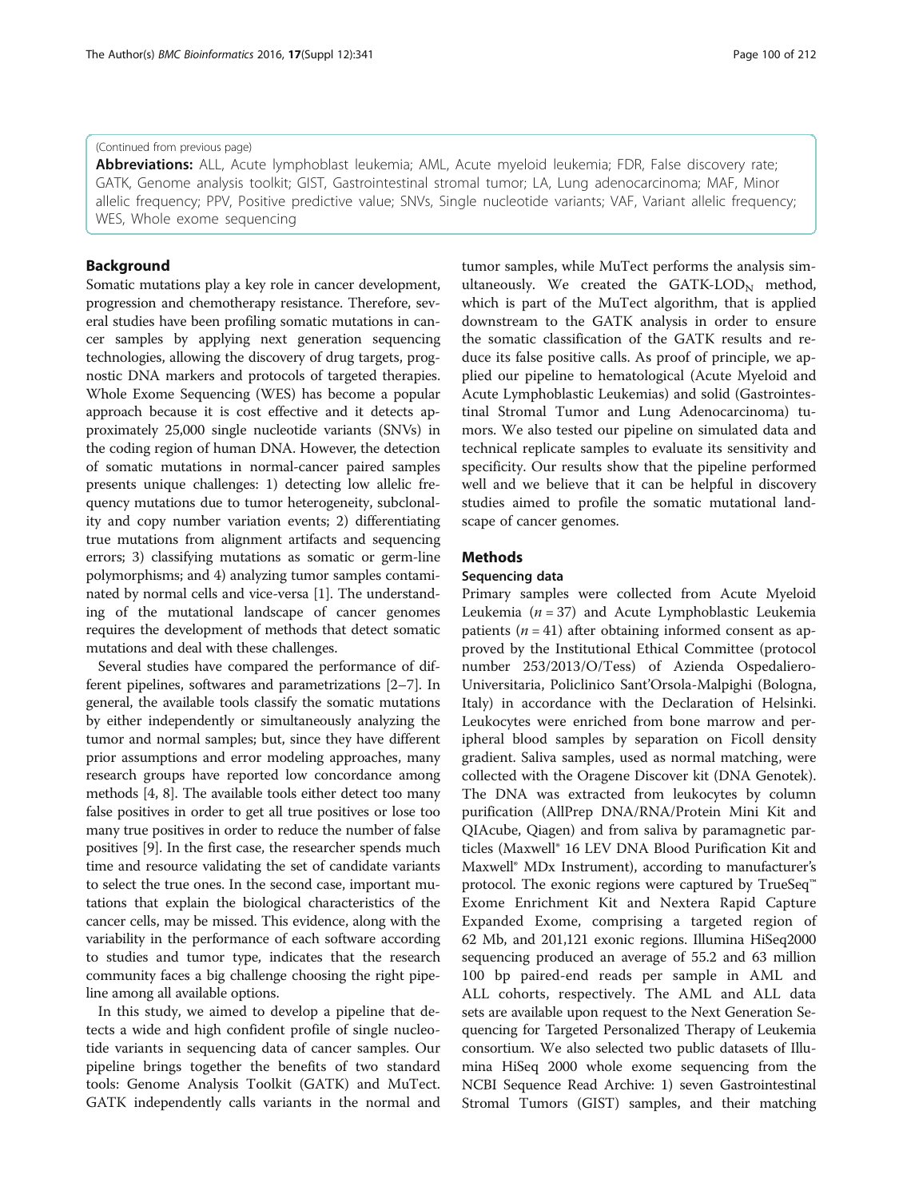(Continued from previous page)

**Abbreviations:** ALL, Acute lymphoblast leukemia; AML, Acute myeloid leukemia; FDR, False discovery rate; GATK, Genome analysis toolkit; GIST, Gastrointestinal stromal tumor; LA, Lung adenocarcinoma; MAF, Minor allelic frequency; PPV, Positive predictive value; SNVs, Single nucleotide variants; VAF, Variant allelic frequency; WES, Whole exome sequencing

## Background

Somatic mutations play a key role in cancer development, progression and chemotherapy resistance. Therefore, several studies have been profiling somatic mutations in cancer samples by applying next generation sequencing technologies, allowing the discovery of drug targets, prognostic DNA markers and protocols of targeted therapies. Whole Exome Sequencing (WES) has become a popular approach because it is cost effective and it detects approximately 25,000 single nucleotide variants (SNVs) in the coding region of human DNA. However, the detection of somatic mutations in normal-cancer paired samples presents unique challenges: 1) detecting low allelic frequency mutations due to tumor heterogeneity, subclonality and copy number variation events; 2) differentiating true mutations from alignment artifacts and sequencing errors; 3) classifying mutations as somatic or germ-line polymorphisms; and 4) analyzing tumor samples contaminated by normal cells and vice-versa [1]. The understanding of the mutational landscape of cancer genomes requires the development of methods that detect somatic mutations and deal with these challenges.

Several studies have compared the performance of different pipelines, softwares and parametrizations [2–7]. In general, the available tools classify the somatic mutations by either independently or simultaneously analyzing the tumor and normal samples; but, since they have different prior assumptions and error modeling approaches, many research groups have reported low concordance among methods [4, 8]. The available tools either detect too many false positives in order to get all true positives or lose too many true positives in order to reduce the number of false positives [9]. In the first case, the researcher spends much time and resource validating the set of candidate variants to select the true ones. In the second case, important mutations that explain the biological characteristics of the cancer cells, may be missed. This evidence, along with the variability in the performance of each software according to studies and tumor type, indicates that the research community faces a big challenge choosing the right pipeline among all available options.

In this study, we aimed to develop a pipeline that detects a wide and high confident profile of single nucleotide variants in sequencing data of cancer samples. Our pipeline brings together the benefits of two standard tools: Genome Analysis Toolkit (GATK) and MuTect. GATK independently calls variants in the normal and tumor samples, while MuTect performs the analysis simultaneously. We created the GATK-LOD$_N$ method, which is part of the MuTect algorithm, that is applied downstream to the GATK analysis in order to ensure the somatic classification of the GATK results and reduce its false positive calls. As proof of principle, we applied our pipeline to hematological (Acute Myeloid and Acute Lymphoblastic Leukemias) and solid (Gastrointestinal Stromal Tumor and Lung Adenocarcinoma) tumors. We also tested our pipeline on simulated data and technical replicate samples to evaluate its sensitivity and specificity. Our results show that the pipeline performed well and we believe that it can be helpful in discovery studies aimed to profile the somatic mutational landscape of cancer genomes.

## Methods

### Sequencing data

Primary samples were collected from Acute Myeloid Leukemia ($n = 37$) and Acute Lymphoblastic Leukemia patients ($n = 41$) after obtaining informed consent as approved by the Institutional Ethical Committee (protocol number 253/2013/O/Tess) of Azienda Ospedaliero-Universitaria, Policlinico Sant'Orsola-Malpighi (Bologna, Italy) in accordance with the Declaration of Helsinki. Leukocytes were enriched from bone marrow and peripheral blood samples by separation on Ficoll density gradient. Saliva samples, used as normal matching, were collected with the Oragene Discover kit (DNA Genotek). The DNA was extracted from leukocytes by column purification (AllPrep DNA/RNA/Protein Mini Kit and QIAcube, Qiagen) and from saliva by paramagnetic particles (Maxwell® 16 LEV DNA Blood Purification Kit and Maxwell® MDx Instrument), according to manufacturer's protocol. The exonic regions were captured by TrueSeq™ Exome Enrichment Kit and Nextera Rapid Capture Expanded Exome, comprising a targeted region of 62 Mb, and 201,121 exonic regions. Illumina HiSeq2000 sequencing produced an average of 55.2 and 63 million 100 bp paired-end reads per sample in AML and ALL cohorts, respectively. The AML and ALL data sets are available upon request to the Next Generation Sequencing for Targeted Personalized Therapy of Leukemia consortium. We also selected two public datasets of Illumina HiSeq 2000 whole exome sequencing from the NCBI Sequence Read Archive: 1) seven Gastrointestinal Stromal Tumors (GIST) samples, and their matching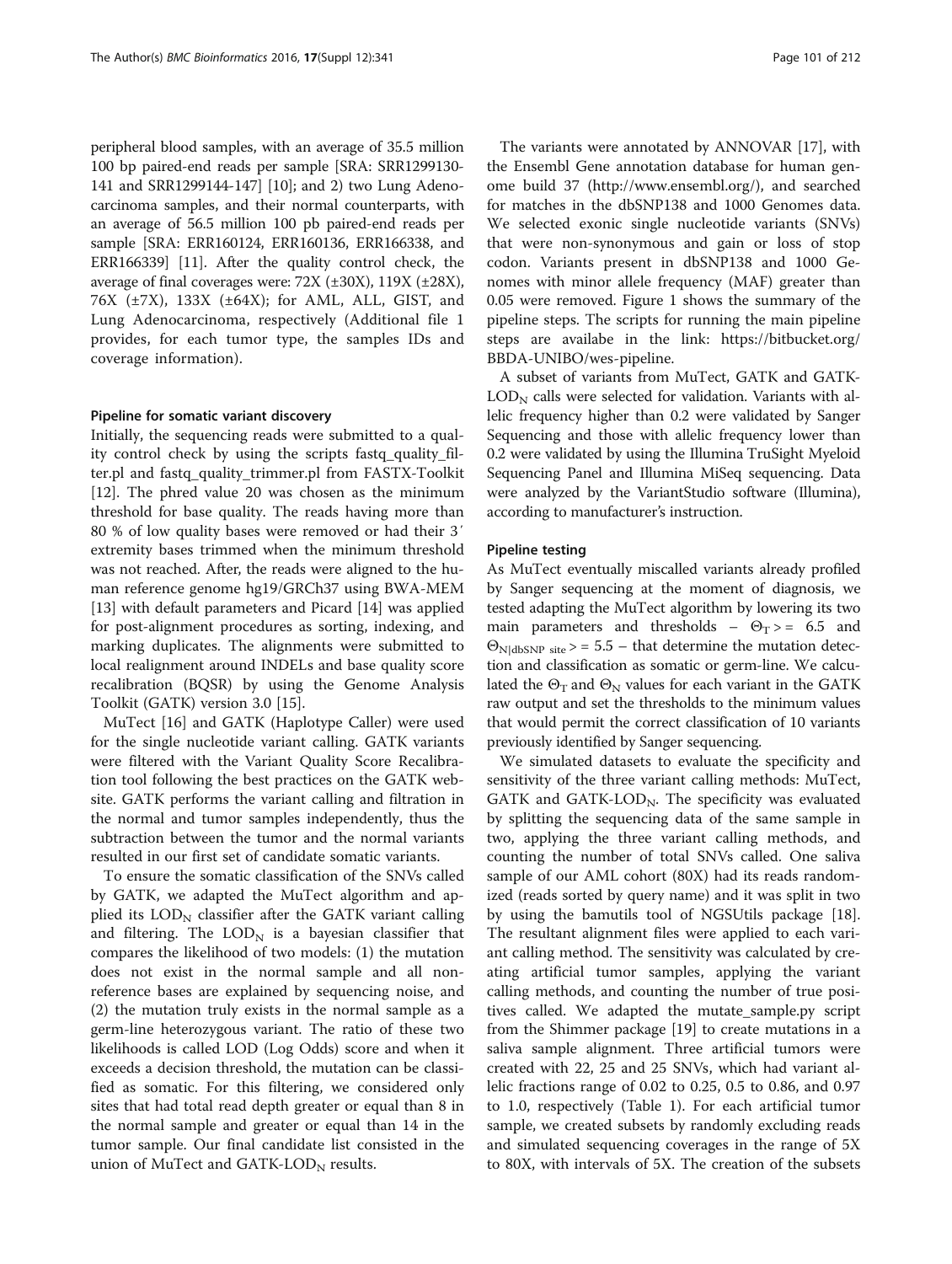peripheral blood samples, with an average of 35.5 million 100 bp paired-end reads per sample [SRA: SRR1299130-141 and SRR1299144-147] [10]; and 2) two Lung Adenocarcinoma samples, and their normal counterparts, with an average of 56.5 million 100 pb paired-end reads per sample [SRA: ERR160124, ERR160136, ERR166338, and ERR166339] [11]. After the quality control check, the average of final coverages were: 72X (±30X), 119X (±28X), 76X (±7X), 133X (±64X); for AML, ALL, GIST, and Lung Adenocarcinoma, respectively (Additional file 1 provides, for each tumor type, the samples IDs and coverage information).

#### Pipeline for somatic variant discovery

Initially, the sequencing reads were submitted to a quality control check by using the scripts fastq_quality_filter.pl and fastq_quality_trimmer.pl from FASTX-Toolkit [12]. The phred value 20 was chosen as the minimum threshold for base quality. The reads having more than 80 % of low quality bases were removed or had their 3′ extremity bases trimmed when the minimum threshold was not reached. After, the reads were aligned to the human reference genome hg19/GRCh37 using BWA-MEM [13] with default parameters and Picard [14] was applied for post-alignment procedures as sorting, indexing, and marking duplicates. The alignments were submitted to local realignment around INDELs and base quality score recalibration (BQSR) by using the Genome Analysis Toolkit (GATK) version 3.0 [15].

MuTect [16] and GATK (Haplotype Caller) were used for the single nucleotide variant calling. GATK variants were filtered with the Variant Quality Score Recalibration tool following the best practices on the GATK website. GATK performs the variant calling and filtration in the normal and tumor samples independently, thus the subtraction between the tumor and the normal variants resulted in our first set of candidate somatic variants.

To ensure the somatic classification of the SNVs called by GATK, we adapted the MuTect algorithm and applied its $LOD_N$ classifier after the GATK variant calling and filtering. The $LOD_N$ is a bayesian classifier that compares the likelihood of two models: (1) the mutation does not exist in the normal sample and all non-reference bases are explained by sequencing noise, and (2) the mutation truly exists in the normal sample as a germ-line heterozygous variant. The ratio of these two likelihoods is called LOD (Log Odds) score and when it exceeds a decision threshold, the mutation can be classified as somatic. For this filtering, we considered only sites that had total read depth greater or equal than 8 in the normal sample and greater or equal than 14 in the tumor sample. Our final candidate list consisted in the union of MuTect and GATK-$LOD_N$ results.

The variants were annotated by ANNOVAR [17], with the Ensembl Gene annotation database for human genome build 37 (http://www.ensembl.org/), and searched for matches in the dbSNP138 and 1000 Genomes data. We selected exonic single nucleotide variants (SNVs) that were non-synonymous and gain or loss of stop codon. Variants present in dbSNP138 and 1000 Genomes with minor allele frequency (MAF) greater than 0.05 were removed. Figure 1 shows the summary of the pipeline steps. The scripts for running the main pipeline steps are availabe in the link: https://bitbucket.org/BBDA-UNIBO/wes-pipeline.

A subset of variants from MuTect, GATK and GATK-$LOD_N$ calls were selected for validation. Variants with allelic frequency higher than 0.2 were validated by Sanger Sequencing and those with allelic frequency lower than 0.2 were validated by using the Illumina TruSight Myeloid Sequencing Panel and Illumina MiSeq sequencing. Data were analyzed by the VariantStudio software (Illumina), according to manufacturer's instruction.

#### Pipeline testing

As MuTect eventually miscalled variants already profiled by Sanger sequencing at the moment of diagnosis, we tested adapting the MuTect algorithm by lowering its two main parameters and thresholds – $\Theta_T >= 6.5$ and $\Theta_{N|dbSNP\ site} >= 5.5$ – that determine the mutation detection and classification as somatic or germ-line. We calculated the $\Theta_T$ and $\Theta_N$ values for each variant in the GATK raw output and set the thresholds to the minimum values that would permit the correct classification of 10 variants previously identified by Sanger sequencing.

We simulated datasets to evaluate the specificity and sensitivity of the three variant calling methods: MuTect, GATK and GATK-$LOD_N$. The specificity was evaluated by splitting the sequencing data of the same sample in two, applying the three variant calling methods, and counting the number of total SNVs called. One saliva sample of our AML cohort (80X) had its reads randomized (reads sorted by query name) and it was split in two by using the bamutils tool of NGSUtils package [18]. The resultant alignment files were applied to each variant calling method. The sensitivity was calculated by creating artificial tumor samples, applying the variant calling methods, and counting the number of true positives called. We adapted the mutate_sample.py script from the Shimmer package [19] to create mutations in a saliva sample alignment. Three artificial tumors were created with 22, 25 and 25 SNVs, which had variant allelic fractions range of 0.02 to 0.25, 0.5 to 0.86, and 0.97 to 1.0, respectively (Table 1). For each artificial tumor sample, we created subsets by randomly excluding reads and simulated sequencing coverages in the range of 5X to 80X, with intervals of 5X. The creation of the subsets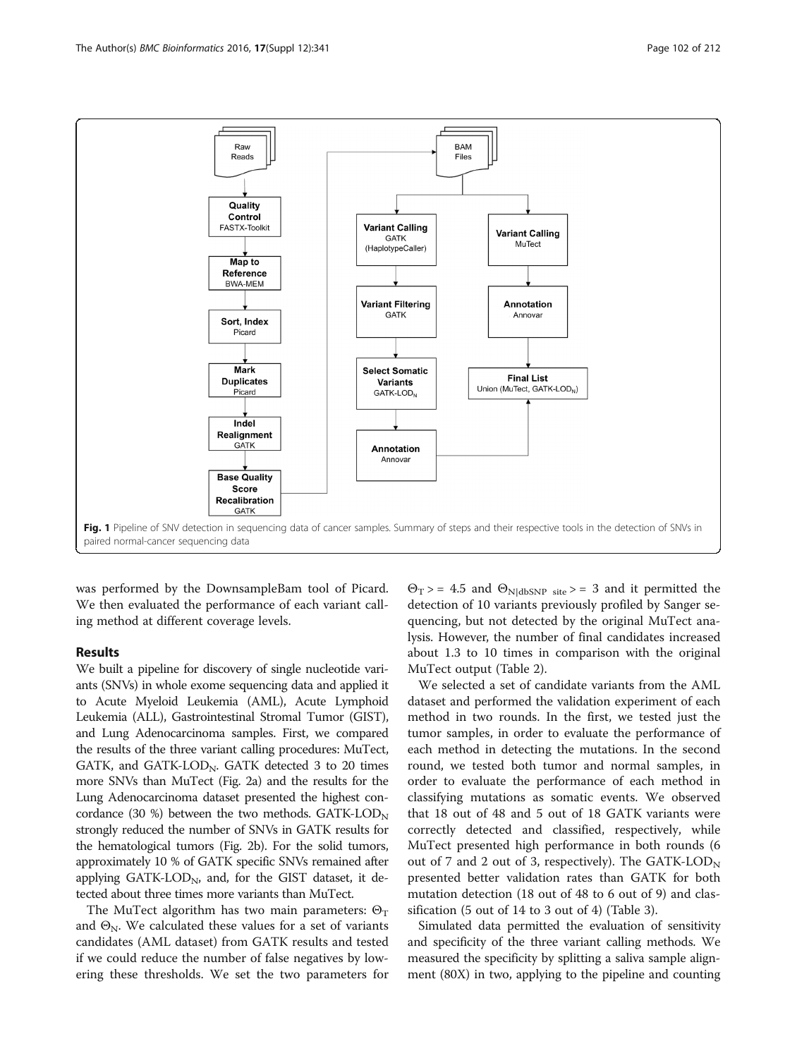Fig. 1 Pipeline of SNV detection in sequencing data of cancer samples. Summary of steps and their respective tools in the detection of SNVs in paired normal-cancer sequencing data

was performed by the DownsampleBam tool of Picard. We then evaluated the performance of each variant calling method at different coverage levels.

## Results

We built a pipeline for discovery of single nucleotide variants (SNVs) in whole exome sequencing data and applied it to Acute Myeloid Leukemia (AML), Acute Lymphoid Leukemia (ALL), Gastrointestinal Stromal Tumor (GIST), and Lung Adenocarcinoma samples. First, we compared the results of the three variant calling procedures: MuTect, GATK, and GATK-$LOD_N$. GATK detected 3 to 20 times more SNVs than MuTect (Fig. 2a) and the results for the Lung Adenocarcinoma dataset presented the highest concordance (30 %) between the two methods. GATK-$LOD_N$ strongly reduced the number of SNVs in GATK results for the hematological tumors (Fig. 2b). For the solid tumors, approximately 10 % of GATK specific SNVs remained after applying GATK-$LOD_N$, and, for the GIST dataset, it detected about three times more variants than MuTect.

The MuTect algorithm has two main parameters: $\Theta_T$ and $\Theta_N$. We calculated these values for a set of variants candidates (AML dataset) from GATK results and tested if we could reduce the number of false negatives by lowering these thresholds. We set the two parameters for $\Theta_T >= 4.5$ and $\Theta_{N|dbSNP\ site} >= 3$ and it permitted the detection of 10 variants previously profiled by Sanger sequencing, but not detected by the original MuTect analysis. However, the number of final candidates increased about 1.3 to 10 times in comparison with the original MuTect output (Table 2).

We selected a set of candidate variants from the AML dataset and performed the validation experiment of each method in two rounds. In the first, we tested just the tumor samples, in order to evaluate the performance of each method in detecting the mutations. In the second round, we tested both tumor and normal samples, in order to evaluate the performance of each method in classifying mutations as somatic events. We observed that 18 out of 48 and 5 out of 18 GATK variants were correctly detected and classified, respectively, while MuTect presented high performance in both rounds (6 out of 7 and 2 out of 3, respectively). The GATK-$LOD_N$ presented better validation rates than GATK for both mutation detection (18 out of 48 to 6 out of 9) and classification (5 out of 14 to 3 out of 4) (Table 3).

Simulated data permitted the evaluation of sensitivity and specificity of the three variant calling methods. We measured the specificity by splitting a saliva sample alignment (80X) in two, applying to the pipeline and counting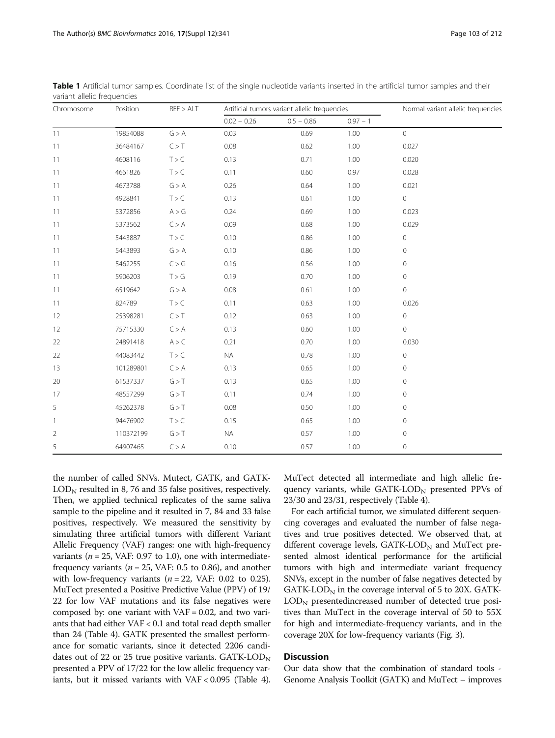**Table 1** Artificial tumor samples. Coordinate list of the single nucleotide variants inserted in the artificial tumor samples and their variant allelic frequencies

| Chromosome | Position | REF > ALT | Artificial tumors variant allelic frequencies | | | Normal variant allelic frequencies |
|---|---|---|---|---|---|---|
| | | | 0.02 – 0.26 | 0.5 – 0.86 | 0.97 – 1 | |
| 11 | 19854088 | G > A | 0.03 | 0.69 | 1.00 | 0 |
| 11 | 36484167 | C > T | 0.08 | 0.62 | 1.00 | 0.027 |
| 11 | 4608116 | T > C | 0.13 | 0.71 | 1.00 | 0.020 |
| 11 | 4661826 | T > C | 0.11 | 0.60 | 0.97 | 0.028 |
| 11 | 4673788 | G > A | 0.26 | 0.64 | 1.00 | 0.021 |
| 11 | 4928841 | T > C | 0.13 | 0.61 | 1.00 | 0 |
| 11 | 5372856 | A > G | 0.24 | 0.69 | 1.00 | 0.023 |
| 11 | 5373562 | C > A | 0.09 | 0.68 | 1.00 | 0.029 |
| 11 | 5443887 | T > C | 0.10 | 0.86 | 1.00 | 0 |
| 11 | 5443893 | G > A | 0.10 | 0.86 | 1.00 | 0 |
| 11 | 5462255 | C > G | 0.16 | 0.56 | 1.00 | 0 |
| 11 | 5906203 | T > G | 0.19 | 0.70 | 1.00 | 0 |
| 11 | 6519642 | G > A | 0.08 | 0.61 | 1.00 | 0 |
| 11 | 824789 | T > C | 0.11 | 0.63 | 1.00 | 0.026 |
| 12 | 25398281 | C > T | 0.12 | 0.63 | 1.00 | 0 |
| 12 | 75715330 | C > A | 0.13 | 0.60 | 1.00 | 0 |
| 22 | 24891418 | A > C | 0.21 | 0.70 | 1.00 | 0.030 |
| 22 | 44083442 | T > C | NA | 0.78 | 1.00 | 0 |
| 13 | 101289801 | C > A | 0.13 | 0.65 | 1.00 | 0 |
| 20 | 61537337 | G > T | 0.13 | 0.65 | 1.00 | 0 |
| 17 | 48557299 | G > T | 0.11 | 0.74 | 1.00 | 0 |
| 5 | 45262378 | G > T | 0.08 | 0.50 | 1.00 | 0 |
| 1 | 94476902 | T > C | 0.15 | 0.65 | 1.00 | 0 |
| 2 | 110372199 | G > T | NA | 0.57 | 1.00 | 0 |
| 5 | 64907465 | C > A | 0.10 | 0.57 | 1.00 | 0 |

the number of called SNVs. Mutect, GATK, and GATK-$LOD_N$ resulted in 8, 76 and 35 false positives, respectively. Then, we applied technical replicates of the same saliva sample to the pipeline and it resulted in 7, 84 and 33 false positives, respectively. We measured the sensitivity by simulating three artificial tumors with different Variant Allelic Frequency (VAF) ranges: one with high-frequency variants ($n = 25$, VAF: 0.97 to 1.0), one with intermediate-frequency variants ($n = 25$, VAF: 0.5 to 0.86), and another with low-frequency variants ($n = 22$, VAF: 0.02 to 0.25). MuTect presented a Positive Predictive Value (PPV) of 19/22 for low VAF mutations and its false negatives were composed by: one variant with VAF = 0.02, and two variants that had either VAF < 0.1 and total read depth smaller than 24 (Table 4). GATK presented the smallest performance for somatic variants, since it detected 2206 candidates out of 22 or 25 true positive variants. GATK-$LOD_N$ presented a PPV of 17/22 for the low allelic frequency variants, but it missed variants with VAF < 0.095 (Table 4). MuTect detected all intermediate and high allelic frequency variants, while GATK-$LOD_N$ presented PPVs of 23/30 and 23/31, respectively (Table 4).

For each artificial tumor, we simulated different sequencing coverages and evaluated the number of false negatives and true positives detected. We observed that, at different coverage levels, GATK-$LOD_N$ and MuTect presented almost identical performance for the artificial tumors with high and intermediate variant frequency SNVs, except in the number of false negatives detected by GATK-$LOD_N$ in the coverage interval of 5 to 20X. GATK-$LOD_N$ presentedincreased number of detected true positives than MuTect in the coverage interval of 50 to 55X for high and intermediate-frequency variants, and in the coverage 20X for low-frequency variants (Fig. 3).

## Discussion

Our data show that the combination of standard tools - Genome Analysis Toolkit (GATK) and MuTect – improves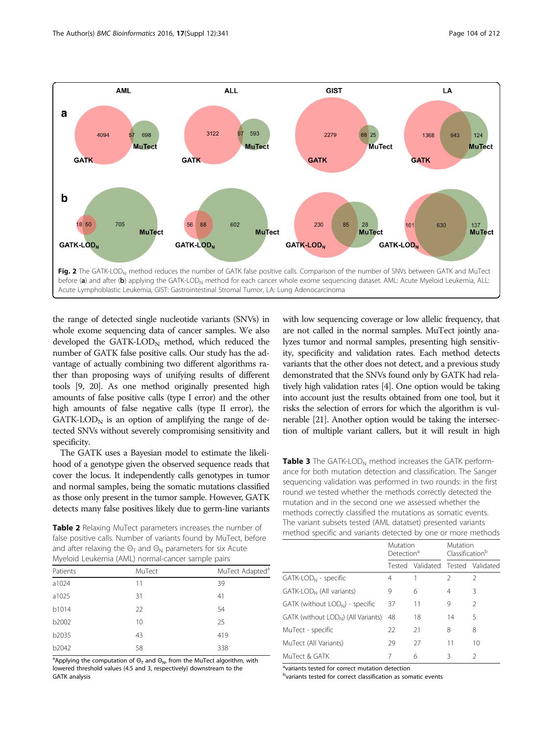**Fig. 2** The GATK-LOD$_N$ method reduces the number of GATK false positive calls. Comparison of the number of SNVs between GATK and MuTect before (**a**) and after (**b**) applying the GATK-LOD$_N$ method for each cancer whole exome sequencing dataset. AML: Acute Myeloid Leukemia, ALL: Acute Lymphoblastic Leukemia, GIST: Gastrointestinal Stromal Tumor, LA: Lung Adenocarcinoma

the range of detected single nucleotide variants (SNVs) in whole exome sequencing data of cancer samples. We also developed the GATK-LOD$_N$ method, which reduced the number of GATK false positive calls. Our study has the advantage of actually combining two different algorithms rather than proposing ways of unifying results of different tools [9, 20]. As one method originally presented high amounts of false positive calls (type I error) and the other high amounts of false negative calls (type II error), the GATK-LOD$_N$ is an option of amplifying the range of detected SNVs without severely compromising sensitivity and specificity.

The GATK uses a Bayesian model to estimate the likelihood of a genotype given the observed sequence reads that cover the locus. It independently calls genotypes in tumor and normal samples, being the somatic mutations classified as those only present in the tumor sample. However, GATK detects many false positives likely due to germ-line variants with low sequencing coverage or low allelic frequency, that are not called in the normal samples. MuTect jointly analyzes tumor and normal samples, presenting high sensitivity, specificity and validation rates. Each method detects variants that the other does not detect, and a previous study demonstrated that the SNVs found only by GATK had relatively high validation rates [4]. One option would be taking into account just the results obtained from one tool, but it risks the selection of errors for which the algorithm is vulnerable [21]. Another option would be taking the intersection of multiple variant callers, but it will result in high

**Table 2** Relaxing MuTect parameters increases the number of false positive calls. Number of variants found by MuTect, before and after relaxing the $\Theta_T$ and $\Theta_N$ parameters for six Acute Myeloid Leukemia (AML) normal-cancer sample pairs

| Patients | MuTect | MuTect Adapted[a] |
|---|---|---|
| a1024 | 11 | 39 |
| a1025 | 31 | 41 |
| b1014 | 22 | 54 |
| b2002 | 10 | 25 |
| b2035 | 43 | 419 |
| b2042 | 58 | 338 |

[a]Applying the computation of $\Theta_T$ and $\Theta_N$, from the MuTect algorithm, with lowered threshold values (4.5 and 3, respectively) downstream to the GATK analysis

**Table 3** The GATK-LOD$_N$ method increases the GATK performance for both mutation detection and classification. The Sanger sequencing validation was performed in two rounds: in the first round we tested whether the methods correctly detected the mutation and in the second one we assessed whether the methods correctly classified the mutations as somatic events. The variant subsets tested (AML datatset) presented variants method specific and variants detected by one or more methods

| | Mutation Detection[a] | | Mutation Classification[b] | |
|---|---|---|---|---|
| | Tested | Validated | Tested | Validated |
| GATK-LOD$_N$ - specific | 4 | 1 | 2 | 2 |
| GATK-LOD$_N$ (All variants) | 9 | 6 | 4 | 3 |
| GATK (without LOD$_N$) - specific | 37 | 11 | 9 | 2 |
| GATK (without LOD$_N$) (All Variants) | 48 | 18 | 14 | 5 |
| MuTect - specific | 22 | 21 | 8 | 8 |
| MuTect (All Variants) | 29 | 27 | 11 | 10 |
| MuTect & GATK | 7 | 6 | 3 | 2 |

[a]variants tested for correct mutation detection

[b]variants tested for correct classification as somatic events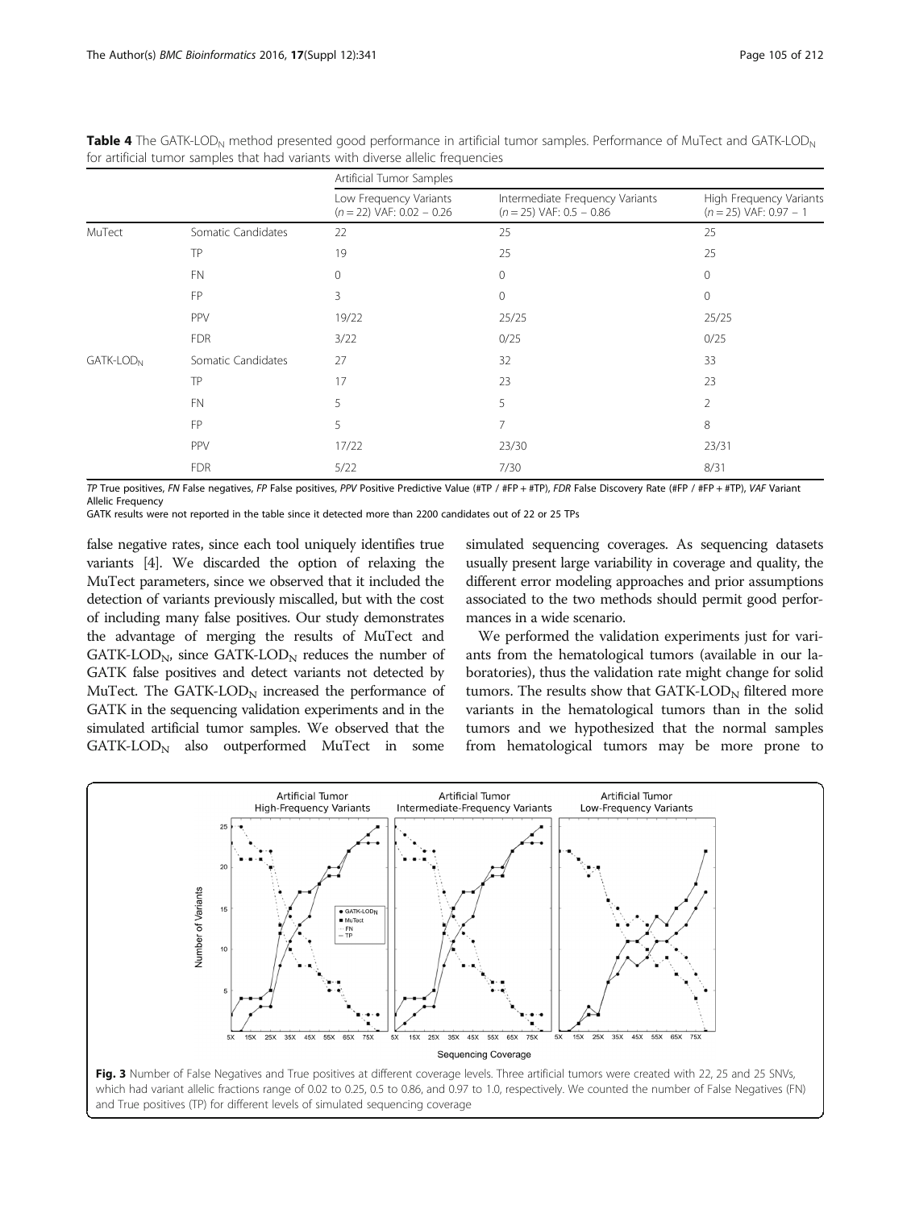**Table 4** The GATK-$LOD_N$ method presented good performance in artificial tumor samples. Performance of MuTect and GATK-$LOD_N$ for artificial tumor samples that had variants with diverse allelic frequencies

| | | Artificial Tumor Samples | | |
|---|---|---|---|---|
| | | Low Frequency Variants ($n = 22$) VAF: 0.02 – 0.26 | Intermediate Frequency Variants ($n = 25$) VAF: 0.5 – 0.86 | High Frequency Variants ($n = 25$) VAF: 0.97 – 1 |
| MuTect | Somatic Candidates | 22 | 25 | 25 |
| | TP | 19 | 25 | 25 |
| | FN | 0 | 0 | 0 |
| | FP | 3 | 0 | 0 |
| | PPV | 19/22 | 25/25 | 25/25 |
| | FDR | 3/22 | 0/25 | 0/25 |
| GATK-$LOD_N$ | Somatic Candidates | 27 | 32 | 33 |
| | TP | 17 | 23 | 23 |
| | FN | 5 | 5 | 2 |
| | FP | 5 | 7 | 8 |
| | PPV | 17/22 | 23/30 | 23/31 |
| | FDR | 5/22 | 7/30 | 8/31 |

*TP* True positives, *FN* False negatives, *FP* False positives, *PPV* Positive Predictive Value (#TP / #FP + #TP), *FDR* False Discovery Rate (#FP / #FP + #TP), *VAF* Variant Allelic Frequency

GATK results were not reported in the table since it detected more than 2200 candidates out of 22 or 25 TPs

false negative rates, since each tool uniquely identifies true variants [4]. We discarded the option of relaxing the MuTect parameters, since we observed that it included the detection of variants previously miscalled, but with the cost of including many false positives. Our study demonstrates the advantage of merging the results of MuTect and GATK-$LOD_N$, since GATK-$LOD_N$ reduces the number of GATK false positives and detect variants not detected by MuTect. The GATK-$LOD_N$ increased the performance of GATK in the sequencing validation experiments and in the simulated artificial tumor samples. We observed that the GATK-$LOD_N$ also outperformed MuTect in some simulated sequencing coverages. As sequencing datasets usually present large variability in coverage and quality, the different error modeling approaches and prior assumptions associated to the two methods should permit good performances in a wide scenario.

We performed the validation experiments just for variants from the hematological tumors (available in our laboratories), thus the validation rate might change for solid tumors. The results show that GATK-$LOD_N$ filtered more variants in the hematological tumors than in the solid tumors and we hypothesized that the normal samples from hematological tumors may be more prone to

**Fig. 3** Number of False Negatives and True positives at different coverage levels. Three artificial tumors were created with 22, 25 and 25 SNVs, which had variant allelic fractions range of 0.02 to 0.25, 0.5 to 0.86, and 0.97 to 1.0, respectively. We counted the number of False Negatives (FN) and True positives (TP) for different levels of simulated sequencing coverage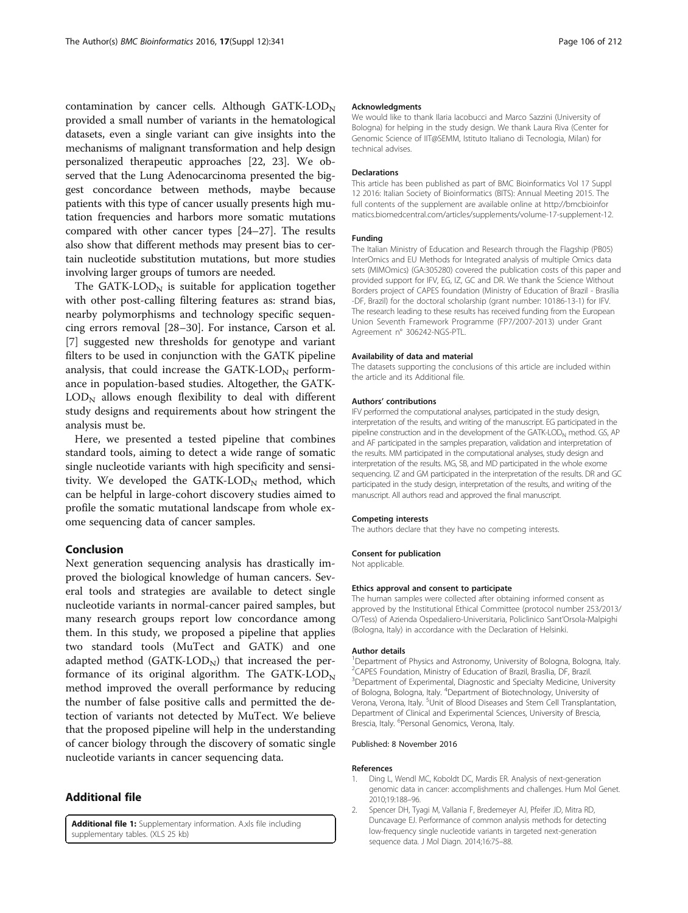contamination by cancer cells. Although GATK-$LOD_N$ provided a small number of variants in the hematological datasets, even a single variant can give insights into the mechanisms of malignant transformation and help design personalized therapeutic approaches [22, 23]. We observed that the Lung Adenocarcinoma presented the biggest concordance between methods, maybe because patients with this type of cancer usually presents high mutation frequencies and harbors more somatic mutations compared with other cancer types [24–27]. The results also show that different methods may present bias to certain nucleotide substitution mutations, but more studies involving larger groups of tumors are needed.

The GATK-$LOD_N$ is suitable for application together with other post-calling filtering features as: strand bias, nearby polymorphisms and technology specific sequencing errors removal [28–30]. For instance, Carson et al. [7] suggested new thresholds for genotype and variant filters to be used in conjunction with the GATK pipeline analysis, that could increase the GATK-$LOD_N$ performance in population-based studies. Altogether, the GATK-$LOD_N$ allows enough flexibility to deal with different study designs and requirements about how stringent the analysis must be.

Here, we presented a tested pipeline that combines standard tools, aiming to detect a wide range of somatic single nucleotide variants with high specificity and sensitivity. We developed the GATK-$LOD_N$ method, which can be helpful in large-cohort discovery studies aimed to profile the somatic mutational landscape from whole exome sequencing data of cancer samples.

## Conclusion

Next generation sequencing analysis has drastically improved the biological knowledge of human cancers. Several tools and strategies are available to detect single nucleotide variants in normal-cancer paired samples, but many research groups report low concordance among them. In this study, we proposed a pipeline that applies two standard tools (MuTect and GATK) and one adapted method (GATK-$LOD_N$) that increased the performance of its original algorithm. The GATK-$LOD_N$ method improved the overall performance by reducing the number of false positive calls and permitted the detection of variants not detected by MuTect. We believe that the proposed pipeline will help in the understanding of cancer biology through the discovery of somatic single nucleotide variants in cancer sequencing data.

## Additional file

**Additional file 1:** Supplementary information. A.xls file including supplementary tables. (XLS 25 kb)

#### Acknowledgments

We would like to thank Ilaria Iacobucci and Marco Sazzini (University of Bologna) for helping in the study design. We thank Laura Riva (Center for Genomic Science of IIT@SEMM, Istituto Italiano di Tecnologia, Milan) for technical advises.

#### Declarations

This article has been published as part of BMC Bioinformatics Vol 17 Suppl 12 2016: Italian Society of Bioinformatics (BITS): Annual Meeting 2015. The full contents of the supplement are available online at http://bmcbioinformatics.biomedcentral.com/articles/supplements/volume-17-supplement-12.

#### Funding

The Italian Ministry of Education and Research through the Flagship (PB05) InterOmics and EU Methods for Integrated analysis of multiple Omics data sets (MIMOmics) (GA:305280) covered the publication costs of this paper and provided support for IFV, EG, IZ, GC and DR. We thank the Science Without Borders project of CAPES foundation (Ministry of Education of Brazil - Brasília -DF, Brazil) for the doctoral scholarship (grant number: 10186-13-1) for IFV. The research leading to these results has received funding from the European Union Seventh Framework Programme (FP7/2007-2013) under Grant Agreement n° 306242-NGS-PTL.

#### Availability of data and material

The datasets supporting the conclusions of this article are included within the article and its Additional file.

#### Authors' contributions

IFV performed the computational analyses, participated in the study design, interpretation of the results, and writing of the manuscript. EG participated in the pipeline construction and in the development of the GATK-$LOD_N$ method. GS, AP and AF participated in the samples preparation, validation and interpretation of the results. MM participated in the computational analyses, study design and interpretation of the results. MG, SB, and MD participated in the whole exome sequencing. IZ and GM participated in the interpretation of the results. DR and GC participated in the study design, interpretation of the results, and writing of the manuscript. All authors read and approved the final manuscript.

#### Competing interests

The authors declare that they have no competing interests.

#### Consent for publication

Not applicable.

#### Ethics approval and consent to participate

The human samples were collected after obtaining informed consent as approved by the Institutional Ethical Committee (protocol number 253/2013/O/Tess) of Azienda Ospedaliero-Universitaria, Policlinico Sant'Orsola-Malpighi (Bologna, Italy) in accordance with the Declaration of Helsinki.

#### Author details

[1]Department of Physics and Astronomy, University of Bologna, Bologna, Italy. [2]CAPES Foundation, Ministry of Education of Brazil, Brasília, DF, Brazil. [3]Department of Experimental, Diagnostic and Specialty Medicine, University of Bologna, Bologna, Italy. [4]Department of Biotechnology, University of Verona, Verona, Italy. [5]Unit of Blood Diseases and Stem Cell Transplantation, Department of Clinical and Experimental Sciences, University of Brescia, Brescia, Italy. [6]Personal Genomics, Verona, Italy.

Published: 8 November 2016

#### References

1. Ding L, Wendl MC, Koboldt DC, Mardis ER. Analysis of next-generation genomic data in cancer: accomplishments and challenges. Hum Mol Genet. 2010;19:188–96.
2. Spencer DH, Tyagi M, Vallania F, Bredemeyer AJ, Pfeifer JD, Mitra RD, Duncavage EJ. Performance of common analysis methods for detecting low-frequency single nucleotide variants in targeted next-generation sequence data. J Mol Diagn. 2014;16:75–88.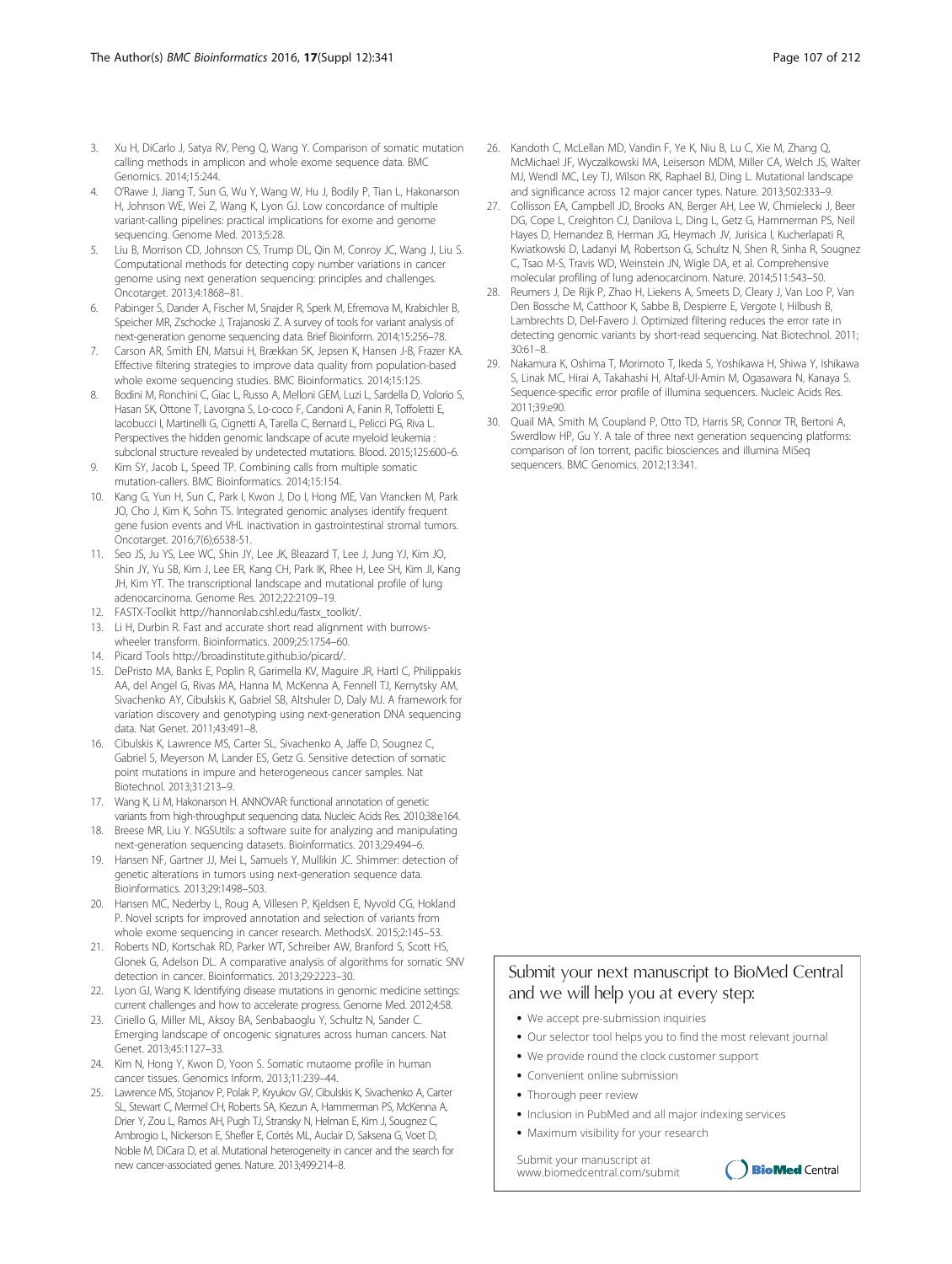3. Xu H, DiCarlo J, Satya RV, Peng Q, Wang Y. Comparison of somatic mutation calling methods in amplicon and whole exome sequence data. BMC Genomics. 2014;15:244.
4. O'Rawe J, Jiang T, Sun G, Wu Y, Wang W, Hu J, Bodily P, Tian L, Hakonarson H, Johnson WE, Wei Z, Wang K, Lyon GJ. Low concordance of multiple variant-calling pipelines: practical implications for exome and genome sequencing. Genome Med. 2013;5:28.
5. Liu B, Morrison CD, Johnson CS, Trump DL, Qin M, Conroy JC, Wang J, Liu S. Computational methods for detecting copy number variations in cancer genome using next generation sequencing: principles and challenges. Oncotarget. 2013;4:1868–81.
6. Pabinger S, Dander A, Fischer M, Snajder R, Sperk M, Efremova M, Krabichler B, Speicher MR, Zschocke J, Trajanoski Z. A survey of tools for variant analysis of next-generation genome sequencing data. Brief Bioinform. 2014;15:256–78.
7. Carson AR, Smith EN, Matsui H, Brækkan SK, Jepsen K, Hansen J-B, Frazer KA. Effective filtering strategies to improve data quality from population-based whole exome sequencing studies. BMC Bioinformatics. 2014;15:125.
8. Bodini M, Ronchini C, Giac L, Russo A, Melloni GEM, Luzi L, Sardella D, Volorio S, Hasan SK, Ottone T, Lavorgna S, Lo-coco F, Candoni A, Fanin R, Toffoletti E, Iacobucci I, Martinelli G, Cignetti A, Tarella C, Bernard L, Pelicci PG, Riva L. Perspectives the hidden genomic landscape of acute myeloid leukemia : subclonal structure revealed by undetected mutations. Blood. 2015;125:600–6.
9. Kim SY, Jacob L, Speed TP. Combining calls from multiple somatic mutation-callers. BMC Bioinformatics. 2014;15:154.
10. Kang G, Yun H, Sun C, Park I, Kwon J, Do I, Hong ME, Van Vrancken M, Park JO, Cho J, Kim K, Sohn TS. Integrated genomic analyses identify frequent gene fusion events and VHL inactivation in gastrointestinal stromal tumors. Oncotarget. 2016;7(6);6538-51.
11. Seo JS, Ju YS, Lee WC, Shin JY, Lee JK, Bleazard T, Lee J, Jung YJ, Kim JO, Shin JY, Yu SB, Kim J, Lee ER, Kang CH, Park IK, Rhee H, Lee SH, Kim JI, Kang JH, Kim YT. The transcriptional landscape and mutational profile of lung adenocarcinoma. Genome Res. 2012;22:2109–19.
12. FASTX-Toolkit http://hannonlab.cshl.edu/fastx_toolkit/.
13. Li H, Durbin R. Fast and accurate short read alignment with burrows-wheeler transform. Bioinformatics. 2009;25:1754–60.
14. Picard Tools http://broadinstitute.github.io/picard/.
15. DePristo MA, Banks E, Poplin R, Garimella KV, Maguire JR, Hartl C, Philippakis AA, del Angel G, Rivas MA, Hanna M, McKenna A, Fennell TJ, Kernytsky AM, Sivachenko AY, Cibulskis K, Gabriel SB, Altshuler D, Daly MJ. A framework for variation discovery and genotyping using next-generation DNA sequencing data. Nat Genet. 2011;43:491–8.
16. Cibulskis K, Lawrence MS, Carter SL, Sivachenko A, Jaffe D, Sougnez C, Gabriel S, Meyerson M, Lander ES, Getz G. Sensitive detection of somatic point mutations in impure and heterogeneous cancer samples. Nat Biotechnol. 2013;31:213–9.
17. Wang K, Li M, Hakonarson H. ANNOVAR: functional annotation of genetic variants from high-throughput sequencing data. Nucleic Acids Res. 2010;38:e164.
18. Breese MR, Liu Y. NGSUtils: a software suite for analyzing and manipulating next-generation sequencing datasets. Bioinformatics. 2013;29:494–6.
19. Hansen NF, Gartner JJ, Mei L, Samuels Y, Mullikin JC. Shimmer: detection of genetic alterations in tumors using next-generation sequence data. Bioinformatics. 2013;29:1498–503.
20. Hansen MC, Nederby L, Roug A, Villesen P, Kjeldsen E, Nyvold CG, Hokland P. Novel scripts for improved annotation and selection of variants from whole exome sequencing in cancer research. MethodsX. 2015;2:145–53.
21. Roberts ND, Kortschak RD, Parker WT, Schreiber AW, Branford S, Scott HS, Glonek G, Adelson DL. A comparative analysis of algorithms for somatic SNV detection in cancer. Bioinformatics. 2013;29:2223–30.
22. Lyon GJ, Wang K. Identifying disease mutations in genomic medicine settings: current challenges and how to accelerate progress. Genome Med. 2012;4:58.
23. Ciriello G, Miller ML, Aksoy BA, Senbabaoglu Y, Schultz N, Sander C. Emerging landscape of oncogenic signatures across human cancers. Nat Genet. 2013;45:1127–33.
24. Kim N, Hong Y, Kwon D, Yoon S. Somatic mutaome profile in human cancer tissues. Genomics Inform. 2013;11:239–44.
25. Lawrence MS, Stojanov P, Polak P, Kryukov GV, Cibulskis K, Sivachenko A, Carter SL, Stewart C, Mermel CH, Roberts SA, Kiezun A, Hammerman PS, McKenna A, Drier Y, Zou L, Ramos AH, Pugh TJ, Stransky N, Helman E, Kim J, Sougnez C, Ambrogio L, Nickerson E, Shefler E, Cortés ML, Auclair D, Saksena G, Voet D, Noble M, DiCara D, et al. Mutational heterogeneity in cancer and the search for new cancer-associated genes. Nature. 2013;499:214–8.
26. Kandoth C, McLellan MD, Vandin F, Ye K, Niu B, Lu C, Xie M, Zhang Q, McMichael JF, Wyczalkowski MA, Leiserson MDM, Miller CA, Welch JS, Walter MJ, Wendl MC, Ley TJ, Wilson RK, Raphael BJ, Ding L. Mutational landscape and significance across 12 major cancer types. Nature. 2013;502:333–9.
27. Collisson EA, Campbell JD, Brooks AN, Berger AH, Lee W, Chmielecki J, Beer DG, Cope L, Creighton CJ, Danilova L, Ding L, Getz G, Hammerman PS, Neil Hayes D, Hernandez B, Herman JG, Heymach JV, Jurisica I, Kucherlapati R, Kwiatkowski D, Ladanyi M, Robertson G, Schultz N, Shen R, Sinha R, Sougnez C, Tsao M-S, Travis WD, Weinstein JN, Wigle DA, et al. Comprehensive molecular profiling of lung adenocarcinom. Nature. 2014;511:543–50.
28. Reumers J, De Rijk P, Zhao H, Liekens A, Smeets D, Cleary J, Van Loo P, Van Den Bossche M, Catthoor K, Sabbe B, Despierre E, Vergote I, Hilbush B, Lambrechts D, Del-Favero J. Optimized filtering reduces the error rate in detecting genomic variants by short-read sequencing. Nat Biotechnol. 2011;30:61–8.
29. Nakamura K, Oshima T, Morimoto T, Ikeda S, Yoshikawa H, Shiwa Y, Ishikawa S, Linak MC, Hirai A, Takahashi H, Altaf-Ul-Amin M, Ogasawara N, Kanaya S. Sequence-specific error profile of illumina sequencers. Nucleic Acids Res. 2011;39:e90.
30. Quail MA, Smith M, Coupland P, Otto TD, Harris SR, Connor TR, Bertoni A, Swerdlow HP, Gu Y. A tale of three next generation sequencing platforms: comparison of Ion torrent, pacific biosciences and illumina MiSeq sequencers. BMC Genomics. 2012;13:341.

## Submit your next manuscript to BioMed Central and we will help you at every step:

- We accept pre-submission inquiries
- Our selector tool helps you to find the most relevant journal
- We provide round the clock customer support
- Convenient online submission
- Thorough peer review
- Inclusion in PubMed and all major indexing services
- Maximum visibility for your research

Submit your manuscript at
www.biomedcentral.com/submit

BioMed Central